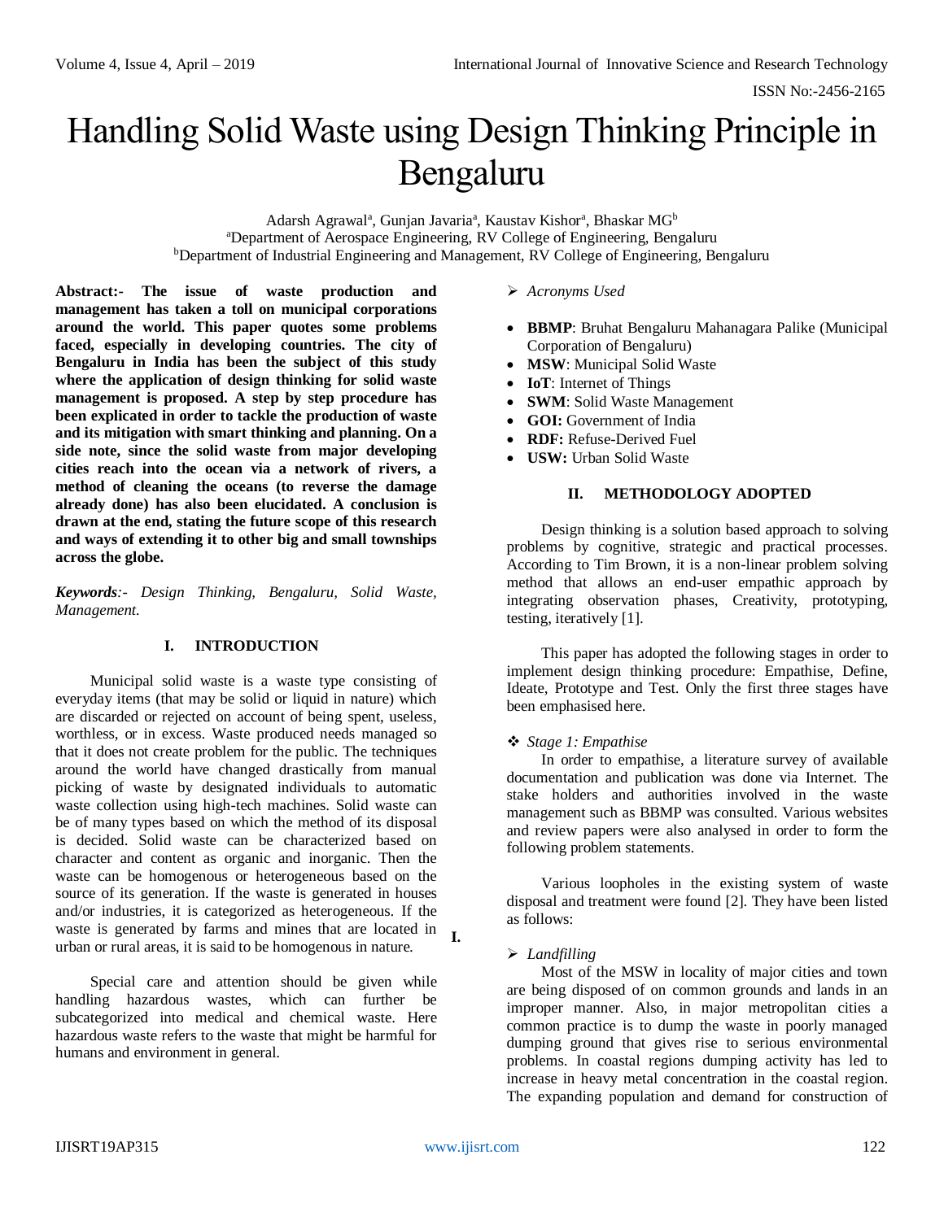# Handling Solid Waste using Design Thinking Principle in Bengaluru

Adarsh Agrawal[a], Gunjan Javaria[a], Kaustav Kishor[a], Bhaskar MG[b]
[a]Department of Aerospace Engineering, RV College of Engineering, Bengaluru
[b]Department of Industrial Engineering and Management, RV College of Engineering, Bengaluru

**Abstract:- The issue of waste production and management has taken a toll on municipal corporations around the world. This paper quotes some problems faced, especially in developing countries. The city of Bengaluru in India has been the subject of this study where the application of design thinking for solid waste management is proposed. A step by step procedure has been explicated in order to tackle the production of waste and its mitigation with smart thinking and planning. On a side note, since the solid waste from major developing cities reach into the ocean via a network of rivers, a method of cleaning the oceans (to reverse the damage already done) has also been elucidated. A conclusion is drawn at the end, stating the future scope of this research and ways of extending it to other big and small townships across the globe.**

***Keywords**:- Design Thinking, Bengaluru, Solid Waste, Management.*

## I. INTRODUCTION

Municipal solid waste is a waste type consisting of everyday items (that may be solid or liquid in nature) which are discarded or rejected on account of being spent, useless, worthless, or in excess. Waste produced needs managed so that it does not create problem for the public. The techniques around the world have changed drastically from manual picking of waste by designated individuals to automatic waste collection using high-tech machines. Solid waste can be of many types based on which the method of its disposal is decided. Solid waste can be characterized based on character and content as organic and inorganic. Then the waste can be homogenous or heterogeneous based on the source of its generation. If the waste is generated in houses and/or industries, it is categorized as heterogeneous. If the waste is generated by farms and mines that are located in urban or rural areas, it is said to be homogenous in nature.

Special care and attention should be given while handling hazardous wastes, which can further be subcategorized into medical and chemical waste. Here hazardous waste refers to the waste that might be harmful for humans and environment in general.

➢ *Acronyms Used*

- **BBMP**: Bruhat Bengaluru Mahanagara Palike (Municipal Corporation of Bengaluru)
- **MSW**: Municipal Solid Waste
- **IoT**: Internet of Things
- **SWM**: Solid Waste Management
- **GOI:** Government of India
- **RDF:** Refuse-Derived Fuel
- **USW:** Urban Solid Waste

## II. METHODOLOGY ADOPTED

Design thinking is a solution based approach to solving problems by cognitive, strategic and practical processes. According to Tim Brown, it is a non-linear problem solving method that allows an end-user empathic approach by integrating observation phases, Creativity, prototyping, testing, iteratively [1].

This paper has adopted the following stages in order to implement design thinking procedure: Empathise, Define, Ideate, Prototype and Test. Only the first three stages have been emphasised here.

❖ *Stage 1: Empathise*

In order to empathise, a literature survey of available documentation and publication was done via Internet. The stake holders and authorities involved in the waste management such as BBMP was consulted. Various websites and review papers were also analysed in order to form the following problem statements.

Various loopholes in the existing system of waste disposal and treatment were found [2]. They have been listed as follows:

I.

➢ *Landfilling*

Most of the MSW in locality of major cities and town are being disposed of on common grounds and lands in an improper manner. Also, in major metropolitan cities a common practice is to dump the waste in poorly managed dumping ground that gives rise to serious environmental problems. In coastal regions dumping activity has led to increase in heavy metal concentration in the coastal region. The expanding population and demand for construction of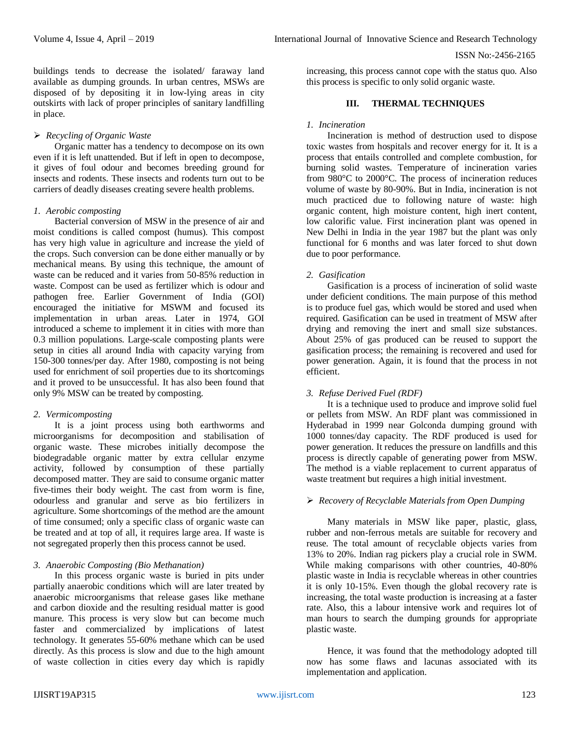buildings tends to decrease the isolated/ faraway land available as dumping grounds. In urban centres, MSWs are disposed of by depositing it in low-lying areas in city outskirts with lack of proper principles of sanitary landfilling in place.

➢ *Recycling of Organic Waste*

Organic matter has a tendency to decompose on its own even if it is left unattended. But if left in open to decompose, it gives of foul odour and becomes breeding ground for insects and rodents. These insects and rodents turn out to be carriers of deadly diseases creating severe health problems.

*1. Aerobic composting*

Bacterial conversion of MSW in the presence of air and moist conditions is called compost (humus). This compost has very high value in agriculture and increase the yield of the crops. Such conversion can be done either manually or by mechanical means. By using this technique, the amount of waste can be reduced and it varies from 50-85% reduction in waste. Compost can be used as fertilizer which is odour and pathogen free. Earlier Government of India (GOI) encouraged the initiative for MSWM and focused its implementation in urban areas. Later in 1974, GOI introduced a scheme to implement it in cities with more than 0.3 million populations. Large-scale composting plants were setup in cities all around India with capacity varying from 150-300 tonnes/per day. After 1980, composting is not being used for enrichment of soil properties due to its shortcomings and it proved to be unsuccessful. It has also been found that only 9% MSW can be treated by composting.

*2. Vermicomposting*

It is a joint process using both earthworms and microorganisms for decomposition and stabilisation of organic waste. These microbes initially decompose the biodegradable organic matter by extra cellular enzyme activity, followed by consumption of these partially decomposed matter. They are said to consume organic matter five-times their body weight. The cast from worm is fine, odourless and granular and serve as bio fertilizers in agriculture. Some shortcomings of the method are the amount of time consumed; only a specific class of organic waste can be treated and at top of all, it requires large area. If waste is not segregated properly then this process cannot be used.

*3. Anaerobic Composting (Bio Methanation)*

In this process organic waste is buried in pits under partially anaerobic conditions which will are later treated by anaerobic microorganisms that release gases like methane and carbon dioxide and the resulting residual matter is good manure. This process is very slow but can become much faster and commercialized by implications of latest technology. It generates 55-60% methane which can be used directly. As this process is slow and due to the high amount of waste collection in cities every day which is rapidly increasing, this process cannot cope with the status quo. Also this process is specific to only solid organic waste.

## III. THERMAL TECHNIQUES

*1. Incineration*

Incineration is method of destruction used to dispose toxic wastes from hospitals and recover energy for it. It is a process that entails controlled and complete combustion, for burning solid wastes. Temperature of incineration varies from 980°C to 2000°C. The process of incineration reduces volume of waste by 80-90%. But in India, incineration is not much practiced due to following nature of waste: high organic content, high moisture content, high inert content, low calorific value. First incineration plant was opened in New Delhi in India in the year 1987 but the plant was only functional for 6 months and was later forced to shut down due to poor performance.

*2. Gasification*

Gasification is a process of incineration of solid waste under deficient conditions. The main purpose of this method is to produce fuel gas, which would be stored and used when required. Gasification can be used in treatment of MSW after drying and removing the inert and small size substances. About 25% of gas produced can be reused to support the gasification process; the remaining is recovered and used for power generation. Again, it is found that the process in not efficient.

*3. Refuse Derived Fuel (RDF)*

It is a technique used to produce and improve solid fuel or pellets from MSW. An RDF plant was commissioned in Hyderabad in 1999 near Golconda dumping ground with 1000 tonnes/day capacity. The RDF produced is used for power generation. It reduces the pressure on landfills and this process is directly capable of generating power from MSW. The method is a viable replacement to current apparatus of waste treatment but requires a high initial investment.

➢ *Recovery of Recyclable Materials from Open Dumping*

Many materials in MSW like paper, plastic, glass, rubber and non-ferrous metals are suitable for recovery and reuse. The total amount of recyclable objects varies from 13% to 20%. Indian rag pickers play a crucial role in SWM. While making comparisons with other countries, 40-80% plastic waste in India is recyclable whereas in other countries it is only 10-15%. Even though the global recovery rate is increasing, the total waste production is increasing at a faster rate. Also, this a labour intensive work and requires lot of man hours to search the dumping grounds for appropriate plastic waste.

Hence, it was found that the methodology adopted till now has some flaws and lacunas associated with its implementation and application.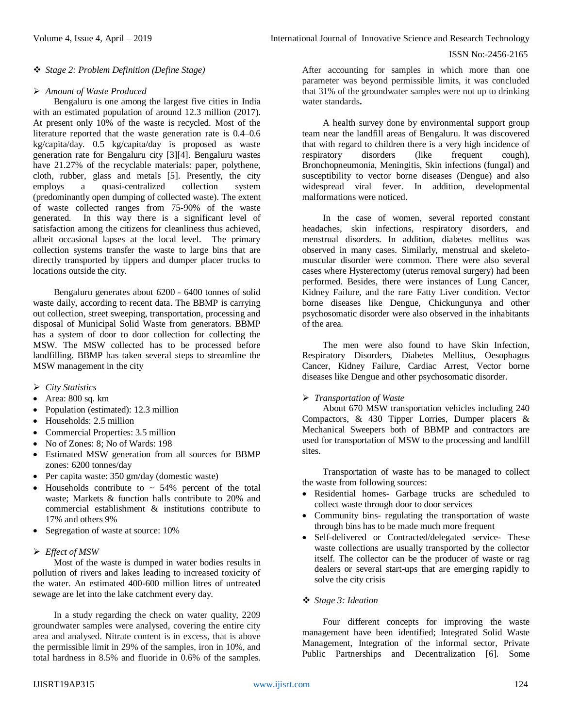- ❖ *Stage 2: Problem Definition (Define Stage)*

- ➢ *Amount of Waste Produced*

Bengaluru is one among the largest five cities in India with an estimated population of around 12.3 million (2017). At present only 10% of the waste is recycled. Most of the literature reported that the waste generation rate is 0.4–0.6 kg/capita/day. 0.5 kg/capita/day is proposed as waste generation rate for Bengaluru city [3][4]. Bengaluru wastes have 21.27% of the recyclable materials: paper, polythene, cloth, rubber, glass and metals [5]. Presently, the city employs a quasi-centralized collection system (predominantly open dumping of collected waste). The extent of waste collected ranges from 75-90% of the waste generated. In this way there is a significant level of satisfaction among the citizens for cleanliness thus achieved, albeit occasional lapses at the local level. The primary collection systems transfer the waste to large bins that are directly transported by tippers and dumper placer trucks to locations outside the city.

Bengaluru generates about 6200 - 6400 tonnes of solid waste daily, according to recent data. The BBMP is carrying out collection, street sweeping, transportation, processing and disposal of Municipal Solid Waste from generators. BBMP has a system of door to door collection for collecting the MSW. The MSW collected has to be processed before landfilling. BBMP has taken several steps to streamline the MSW management in the city

- ➢ *City Statistics*

- Area: 800 sq. km
- Population (estimated): 12.3 million
- Households: 2.5 million
- Commercial Properties: 3.5 million
- No of Zones: 8; No of Wards: 198
- Estimated MSW generation from all sources for BBMP zones: 6200 tonnes/day
- Per capita waste: 350 gm/day (domestic waste)
- Households contribute to ~ 54% percent of the total waste; Markets & function halls contribute to 20% and commercial establishment & institutions contribute to 17% and others 9%
- Segregation of waste at source: 10%

- ➢ *Effect of MSW*

Most of the waste is dumped in water bodies results in pollution of rivers and lakes leading to increased toxicity of the water. An estimated 400-600 million litres of untreated sewage are let into the lake catchment every day.

In a study regarding the check on water quality, 2209 groundwater samples were analysed, covering the entire city area and analysed. Nitrate content is in excess, that is above the permissible limit in 29% of the samples, iron in 10%, and total hardness in 8.5% and fluoride in 0.6% of the samples. After accounting for samples in which more than one parameter was beyond permissible limits, it was concluded that 31% of the groundwater samples were not up to drinking water standards**.**

A health survey done by environmental support group team near the landfill areas of Bengaluru. It was discovered that with regard to children there is a very high incidence of respiratory disorders (like frequent cough), Bronchopneumonia, Meningitis, Skin infections (fungal) and susceptibility to vector borne diseases (Dengue) and also widespread viral fever. In addition, developmental malformations were noticed.

In the case of women, several reported constant headaches, skin infections, respiratory disorders, and menstrual disorders. In addition, diabetes mellitus was observed in many cases. Similarly, menstrual and skeleto-muscular disorder were common. There were also several cases where Hysterectomy (uterus removal surgery) had been performed. Besides, there were instances of Lung Cancer, Kidney Failure, and the rare Fatty Liver condition. Vector borne diseases like Dengue, Chickungunya and other psychosomatic disorder were also observed in the inhabitants of the area.

The men were also found to have Skin Infection, Respiratory Disorders, Diabetes Mellitus, Oesophagus Cancer, Kidney Failure, Cardiac Arrest, Vector borne diseases like Dengue and other psychosomatic disorder.

- ➢ *Transportation of Waste*

About 670 MSW transportation vehicles including 240 Compactors, & 430 Tipper Lorries, Dumper placers & Mechanical Sweepers both of BBMP and contractors are used for transportation of MSW to the processing and landfill sites.

Transportation of waste has to be managed to collect the waste from following sources:

- Residential homes- Garbage trucks are scheduled to collect waste through door to door services
- Community bins- regulating the transportation of waste through bins has to be made much more frequent
- Self-delivered or Contracted/delegated service- These waste collections are usually transported by the collector itself. The collector can be the producer of waste or rag dealers or several start-ups that are emerging rapidly to solve the city crisis

- ❖ *Stage 3: Ideation*

Four different concepts for improving the waste management have been identified; Integrated Solid Waste Management, Integration of the informal sector, Private Public Partnerships and Decentralization [6]. Some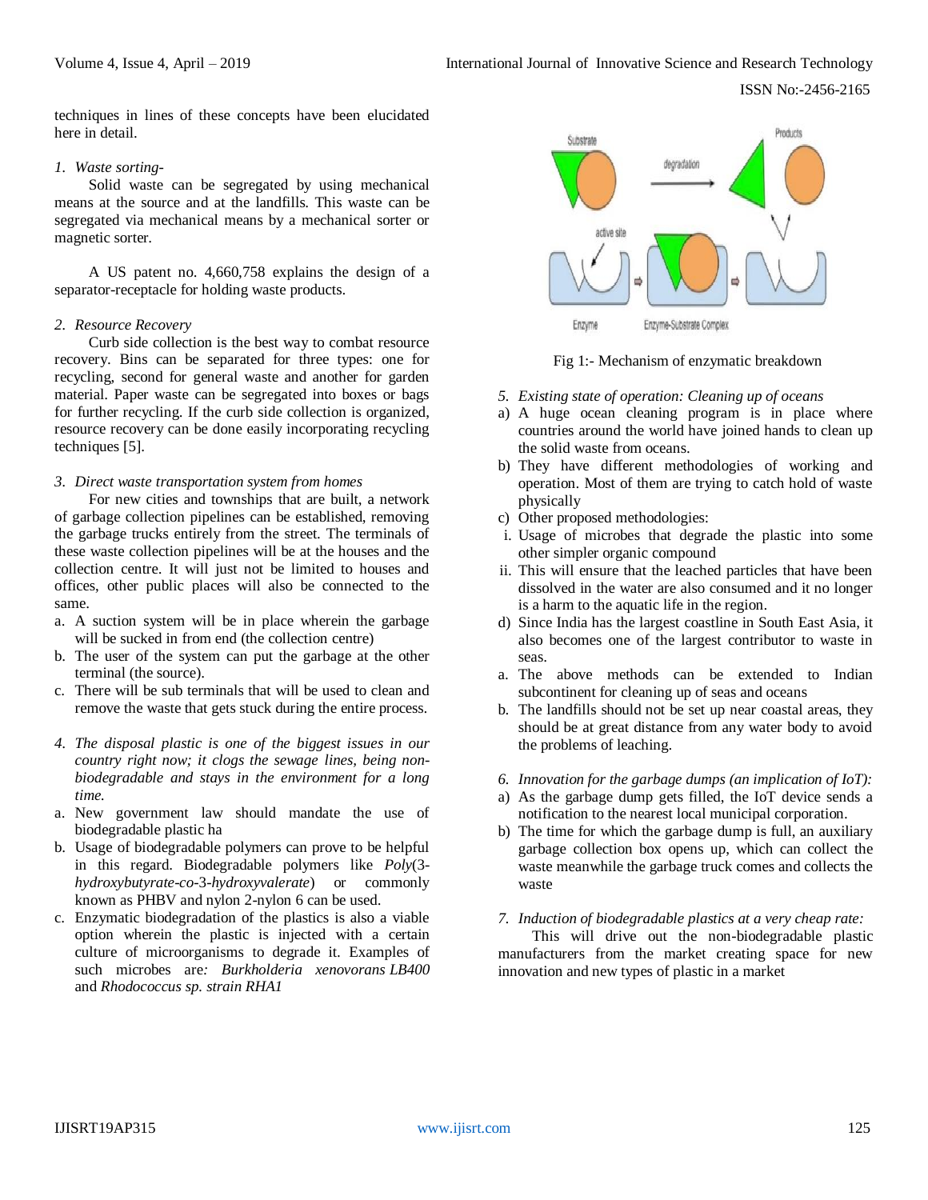techniques in lines of these concepts have been elucidated here in detail.

*1. Waste sorting-*

Solid waste can be segregated by using mechanical means at the source and at the landfills. This waste can be segregated via mechanical means by a mechanical sorter or magnetic sorter.

A US patent no. 4,660,758 explains the design of a separator-receptacle for holding waste products.

*2. Resource Recovery*

Curb side collection is the best way to combat resource recovery. Bins can be separated for three types: one for recycling, second for general waste and another for garden material. Paper waste can be segregated into boxes or bags for further recycling. If the curb side collection is organized, resource recovery can be done easily incorporating recycling techniques [5].

*3. Direct waste transportation system from homes*

For new cities and townships that are built, a network of garbage collection pipelines can be established, removing the garbage trucks entirely from the street. The terminals of these waste collection pipelines will be at the houses and the collection centre. It will just not be limited to houses and offices, other public places will also be connected to the same.

a. A suction system will be in place wherein the garbage will be sucked in from end (the collection centre)
b. The user of the system can put the garbage at the other terminal (the source).
c. There will be sub terminals that will be used to clean and remove the waste that gets stuck during the entire process.

*4. The disposal plastic is one of the biggest issues in our country right now; it clogs the sewage lines, being non-biodegradable and stays in the environment for a long time.*

a. New government law should mandate the use of biodegradable plastic ha
b. Usage of biodegradable polymers can prove to be helpful in this regard. Biodegradable polymers like *Poly*(3-*hydroxybutyrate-co-*3*-hydroxyvalerate*) or commonly known as PHBV and nylon 2-nylon 6 can be used.
c. Enzymatic biodegradation of the plastics is also a viable option wherein the plastic is injected with a certain culture of microorganisms to degrade it. Examples of such microbes are*: Burkholderia xenovorans LB400* and *Rhodococcus sp. strain RHA1*

Fig 1:- Mechanism of enzymatic breakdown

*5. Existing state of operation: Cleaning up of oceans*

a) A huge ocean cleaning program is in place where countries around the world have joined hands to clean up the solid waste from oceans.
b) They have different methodologies of working and operation. Most of them are trying to catch hold of waste physically
c) Other proposed methodologies:
   i. Usage of microbes that degrade the plastic into some other simpler organic compound
   ii. This will ensure that the leached particles that have been dissolved in the water are also consumed and it no longer is a harm to the aquatic life in the region.
d) Since India has the largest coastline in South East Asia, it also becomes one of the largest contributor to waste in seas.

a. The above methods can be extended to Indian subcontinent for cleaning up of seas and oceans
b. The landfills should not be set up near coastal areas, they should be at great distance from any water body to avoid the problems of leaching.

*6. Innovation for the garbage dumps (an implication of IoT):*

a) As the garbage dump gets filled, the IoT device sends a notification to the nearest local municipal corporation.
b) The time for which the garbage dump is full, an auxiliary garbage collection box opens up, which can collect the waste meanwhile the garbage truck comes and collects the waste

*7. Induction of biodegradable plastics at a very cheap rate:*

This will drive out the non-biodegradable plastic manufacturers from the market creating space for new innovation and new types of plastic in a market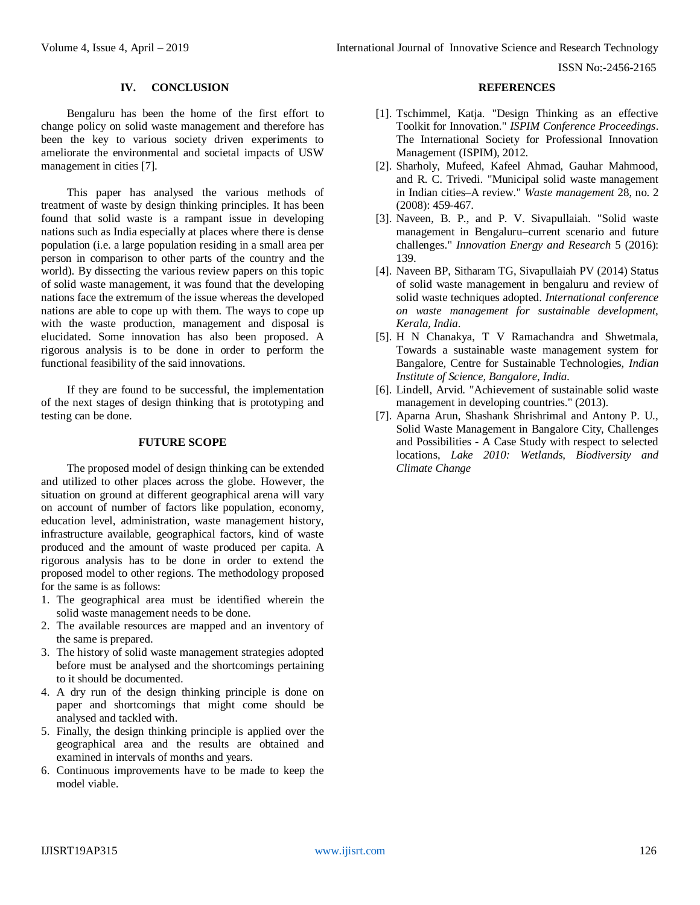## IV. CONCLUSION

Bengaluru has been the home of the first effort to change policy on solid waste management and therefore has been the key to various society driven experiments to ameliorate the environmental and societal impacts of USW management in cities [7].

This paper has analysed the various methods of treatment of waste by design thinking principles. It has been found that solid waste is a rampant issue in developing nations such as India especially at places where there is dense population (i.e. a large population residing in a small area per person in comparison to other parts of the country and the world). By dissecting the various review papers on this topic of solid waste management, it was found that the developing nations face the extremum of the issue whereas the developed nations are able to cope up with them. The ways to cope up with the waste production, management and disposal is elucidated. Some innovation has also been proposed. A rigorous analysis is to be done in order to perform the functional feasibility of the said innovations.

If they are found to be successful, the implementation of the next stages of design thinking that is prototyping and testing can be done.

## FUTURE SCOPE

The proposed model of design thinking can be extended and utilized to other places across the globe. However, the situation on ground at different geographical arena will vary on account of number of factors like population, economy, education level, administration, waste management history, infrastructure available, geographical factors, kind of waste produced and the amount of waste produced per capita. A rigorous analysis has to be done in order to extend the proposed model to other regions. The methodology proposed for the same is as follows:

1. The geographical area must be identified wherein the solid waste management needs to be done.
2. The available resources are mapped and an inventory of the same is prepared.
3. The history of solid waste management strategies adopted before must be analysed and the shortcomings pertaining to it should be documented.
4. A dry run of the design thinking principle is done on paper and shortcomings that might come should be analysed and tackled with.
5. Finally, the design thinking principle is applied over the geographical area and the results are obtained and examined in intervals of months and years.
6. Continuous improvements have to be made to keep the model viable.

## REFERENCES

[1]. Tschimmel, Katja. "Design Thinking as an effective Toolkit for Innovation." *ISPIM Conference Proceedings*. The International Society for Professional Innovation Management (ISPIM), 2012.

[2]. Sharholy, Mufeed, Kafeel Ahmad, Gauhar Mahmood, and R. C. Trivedi. "Municipal solid waste management in Indian cities–A review." *Waste management* 28, no. 2 (2008): 459-467.

[3]. Naveen, B. P., and P. V. Sivapullaiah. "Solid waste management in Bengaluru–current scenario and future challenges." *Innovation Energy and Research* 5 (2016): 139.

[4]. Naveen BP, Sitharam TG, Sivapullaiah PV (2014) Status of solid waste management in bengaluru and review of solid waste techniques adopted. *International conference on waste management for sustainable development, Kerala, India*.

[5]. H N Chanakya, T V Ramachandra and Shwetmala, Towards a sustainable waste management system for Bangalore, Centre for Sustainable Technologies, *Indian Institute of Science, Bangalore, India.*

[6]. Lindell, Arvid. "Achievement of sustainable solid waste management in developing countries." (2013).

[7]. Aparna Arun, Shashank Shrishrimal and Antony P. U., Solid Waste Management in Bangalore City, Challenges and Possibilities - A Case Study with respect to selected locations, *Lake 2010: Wetlands, Biodiversity and Climate Change*